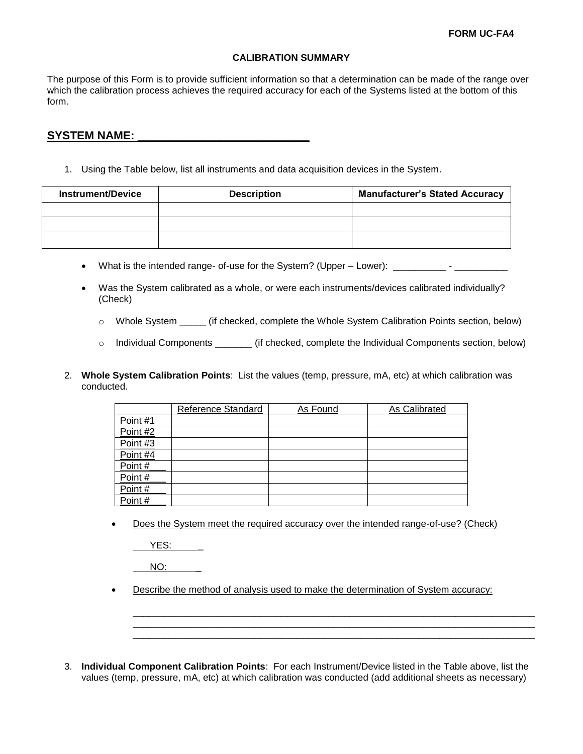FORM UC-FA4

## CALIBRATION SUMMARY

The purpose of this Form is to provide sufficient information so that a determination can be made of the range over which the calibration process achieves the required accuracy for each of the Systems listed at the bottom of this form.

## SYSTEM NAME: ___________________________

1. Using the Table below, list all instruments and data acquisition devices in the System.

| Instrument/Device | Description | Manufacturer's Stated Accuracy |
|---|---|---|
| | | |
| | | |
| | | |

- What is the intended range- of-use for the System? (Upper – Lower): __________ - __________
- Was the System calibrated as a whole, or were each instruments/devices calibrated individually? (Check)
  - Whole System _____ (if checked, complete the Whole System Calibration Points section, below)
  - Individual Components _______ (if checked, complete the Individual Components section, below)

2. **Whole System Calibration Points**: List the values (temp, pressure, mA, etc) at which calibration was conducted.

| | Reference Standard | As Found | As Calibrated |
|---|---|---|---|
| Point #1 | | | |
| Point #2 | | | |
| Point #3 | | | |
| Point #4 | | | |
| Point #___ | | | |
| Point #___ | | | |
| Point #___ | | | |
| Point #___ | | | |

- Does the System meet the required accuracy over the intended range-of-use? (Check)

  YES: ______

  NO: ______

- Describe the method of analysis used to make the determination of System accuracy:

  ________________________________________________________________________________
  ________________________________________________________________________________
  ________________________________________________________________________________

3. **Individual Component Calibration Points**: For each Instrument/Device listed in the Table above, list the values (temp, pressure, mA, etc) at which calibration was conducted (add additional sheets as necessary)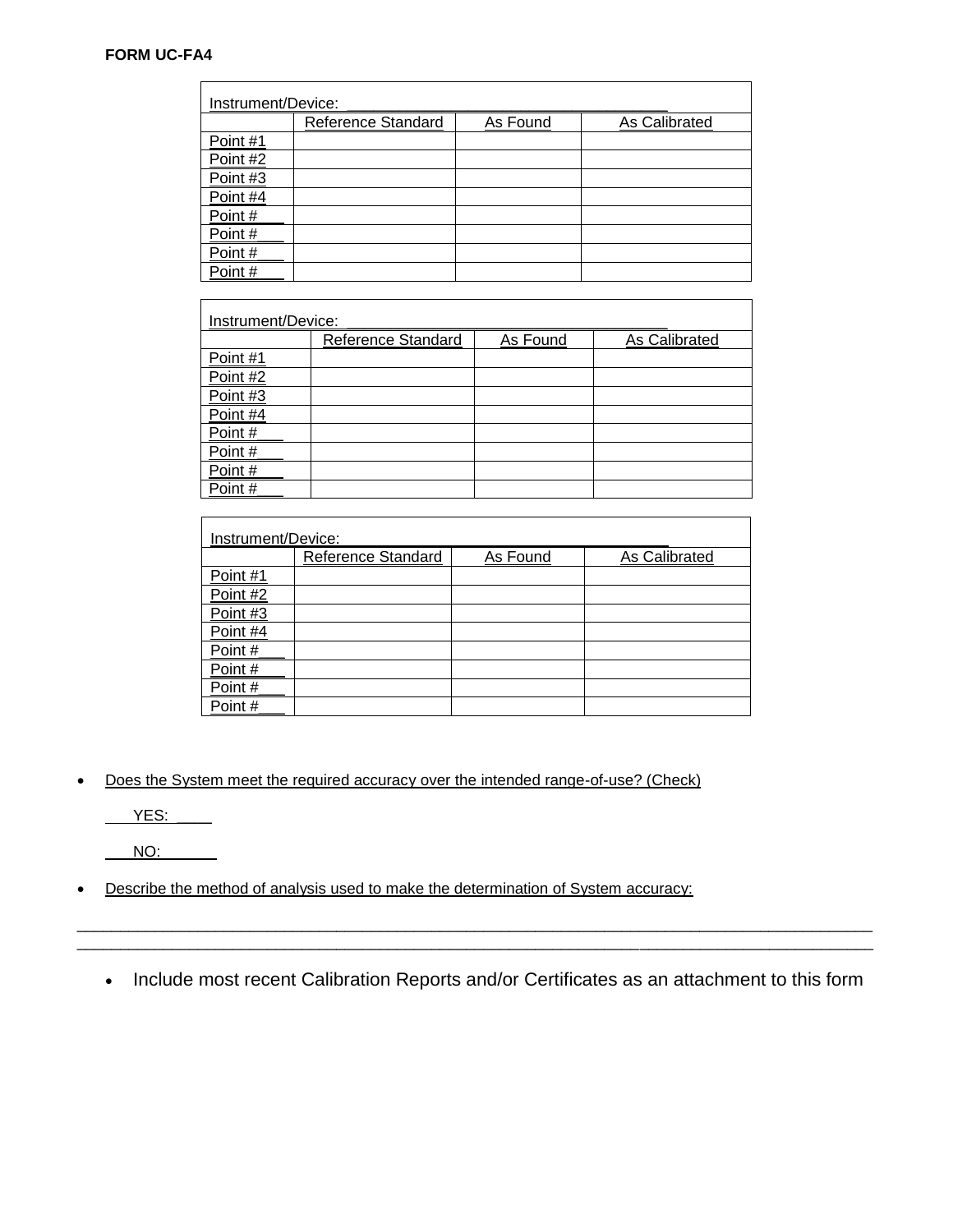**FORM UC-FA4**

| Instrument/Device: ____________________ | | | |
|---|---|---|---|
| | Reference Standard | As Found | As Calibrated |
| Point #1 | | | |
| Point #2 | | | |
| Point #3 | | | |
| Point #4 | | | |
| Point #___ | | | |
| Point #___ | | | |
| Point #___ | | | |
| Point #___ | | | |

| Instrument/Device: ____________________ | | | |
|---|---|---|---|
| | Reference Standard | As Found | As Calibrated |
| Point #1 | | | |
| Point #2 | | | |
| Point #3 | | | |
| Point #4 | | | |
| Point #___ | | | |
| Point #___ | | | |
| Point #___ | | | |
| Point #___ | | | |

| Instrument/Device: ____________________ | | | |
|---|---|---|---|
| | Reference Standard | As Found | As Calibrated |
| Point #1 | | | |
| Point #2 | | | |
| Point #3 | | | |
| Point #4 | | | |
| Point #___ | | | |
| Point #___ | | | |
| Point #___ | | | |
| Point #___ | | | |

- Does the System meet the required accuracy over the intended range-of-use? (Check)

  YES: ____

  NO: ______

- Describe the method of analysis used to make the determination of System accuracy:

______________________________________________________________________________________

______________________________________________________________________________________

- Include most recent Calibration Reports and/or Certificates as an attachment to this form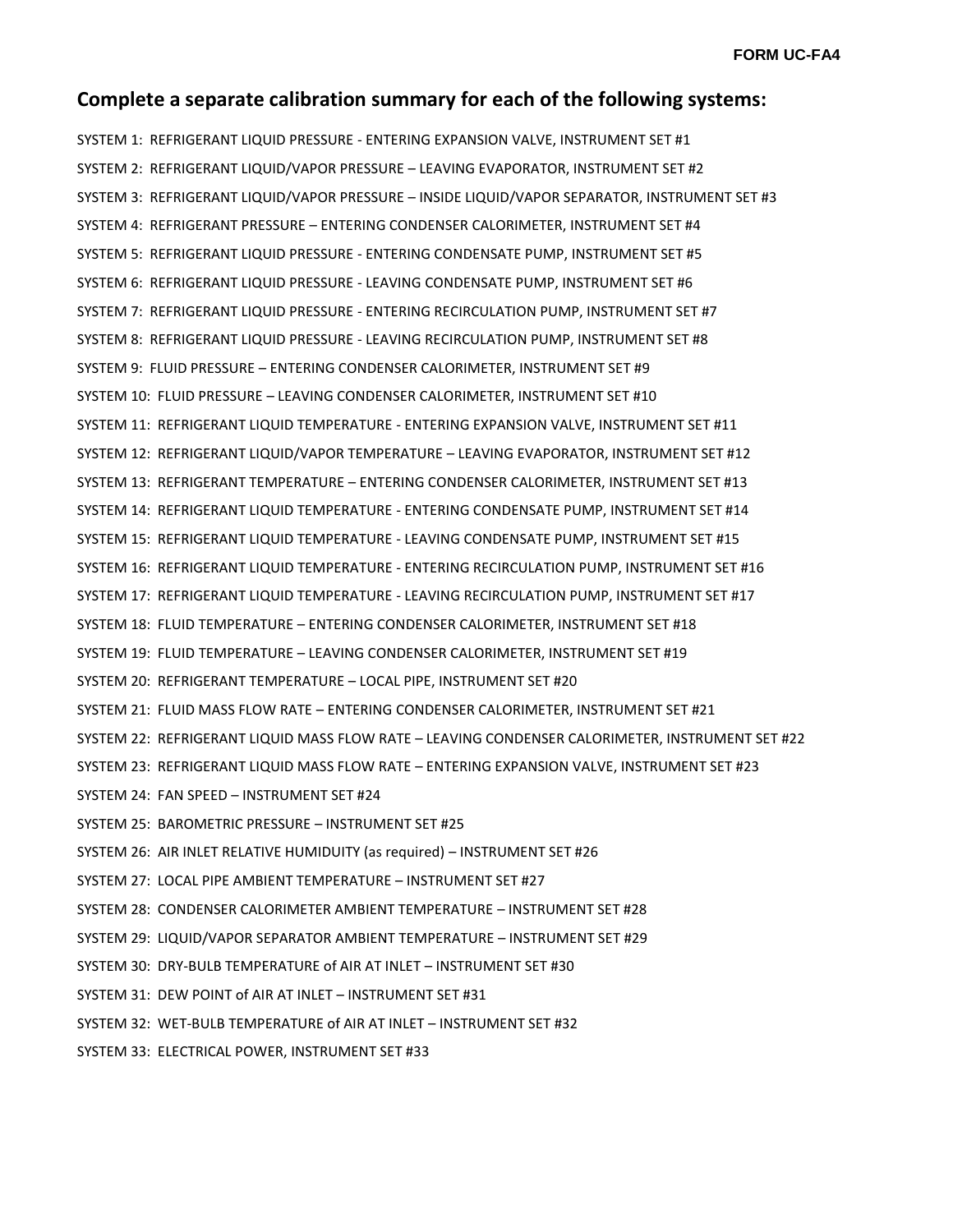FORM UC-FA4

## Complete a separate calibration summary for each of the following systems:

SYSTEM 1: REFRIGERANT LIQUID PRESSURE - ENTERING EXPANSION VALVE, INSTRUMENT SET #1

SYSTEM 2: REFRIGERANT LIQUID/VAPOR PRESSURE – LEAVING EVAPORATOR, INSTRUMENT SET #2

SYSTEM 3: REFRIGERANT LIQUID/VAPOR PRESSURE – INSIDE LIQUID/VAPOR SEPARATOR, INSTRUMENT SET #3

SYSTEM 4: REFRIGERANT PRESSURE – ENTERING CONDENSER CALORIMETER, INSTRUMENT SET #4

SYSTEM 5: REFRIGERANT LIQUID PRESSURE - ENTERING CONDENSATE PUMP, INSTRUMENT SET #5

SYSTEM 6: REFRIGERANT LIQUID PRESSURE - LEAVING CONDENSATE PUMP, INSTRUMENT SET #6

SYSTEM 7: REFRIGERANT LIQUID PRESSURE - ENTERING RECIRCULATION PUMP, INSTRUMENT SET #7

SYSTEM 8: REFRIGERANT LIQUID PRESSURE - LEAVING RECIRCULATION PUMP, INSTRUMENT SET #8

SYSTEM 9: FLUID PRESSURE – ENTERING CONDENSER CALORIMETER, INSTRUMENT SET #9

SYSTEM 10: FLUID PRESSURE – LEAVING CONDENSER CALORIMETER, INSTRUMENT SET #10

SYSTEM 11: REFRIGERANT LIQUID TEMPERATURE - ENTERING EXPANSION VALVE, INSTRUMENT SET #11

SYSTEM 12: REFRIGERANT LIQUID/VAPOR TEMPERATURE – LEAVING EVAPORATOR, INSTRUMENT SET #12

SYSTEM 13: REFRIGERANT TEMPERATURE – ENTERING CONDENSER CALORIMETER, INSTRUMENT SET #13

SYSTEM 14: REFRIGERANT LIQUID TEMPERATURE - ENTERING CONDENSATE PUMP, INSTRUMENT SET #14

SYSTEM 15: REFRIGERANT LIQUID TEMPERATURE - LEAVING CONDENSATE PUMP, INSTRUMENT SET #15

SYSTEM 16: REFRIGERANT LIQUID TEMPERATURE - ENTERING RECIRCULATION PUMP, INSTRUMENT SET #16

SYSTEM 17: REFRIGERANT LIQUID TEMPERATURE - LEAVING RECIRCULATION PUMP, INSTRUMENT SET #17

SYSTEM 18: FLUID TEMPERATURE – ENTERING CONDENSER CALORIMETER, INSTRUMENT SET #18

SYSTEM 19: FLUID TEMPERATURE – LEAVING CONDENSER CALORIMETER, INSTRUMENT SET #19

SYSTEM 20: REFRIGERANT TEMPERATURE – LOCAL PIPE, INSTRUMENT SET #20

SYSTEM 21: FLUID MASS FLOW RATE – ENTERING CONDENSER CALORIMETER, INSTRUMENT SET #21

SYSTEM 22: REFRIGERANT LIQUID MASS FLOW RATE – LEAVING CONDENSER CALORIMETER, INSTRUMENT SET #22

SYSTEM 23: REFRIGERANT LIQUID MASS FLOW RATE – ENTERING EXPANSION VALVE, INSTRUMENT SET #23

SYSTEM 24: FAN SPEED – INSTRUMENT SET #24

SYSTEM 25: BAROMETRIC PRESSURE – INSTRUMENT SET #25

SYSTEM 26: AIR INLET RELATIVE HUMIDUITY (as required) – INSTRUMENT SET #26

SYSTEM 27: LOCAL PIPE AMBIENT TEMPERATURE – INSTRUMENT SET #27

SYSTEM 28: CONDENSER CALORIMETER AMBIENT TEMPERATURE – INSTRUMENT SET #28

SYSTEM 29: LIQUID/VAPOR SEPARATOR AMBIENT TEMPERATURE – INSTRUMENT SET #29

SYSTEM 30: DRY-BULB TEMPERATURE of AIR AT INLET – INSTRUMENT SET #30

SYSTEM 31: DEW POINT of AIR AT INLET – INSTRUMENT SET #31

SYSTEM 32: WET-BULB TEMPERATURE of AIR AT INLET – INSTRUMENT SET #32

SYSTEM 33: ELECTRICAL POWER, INSTRUMENT SET #33